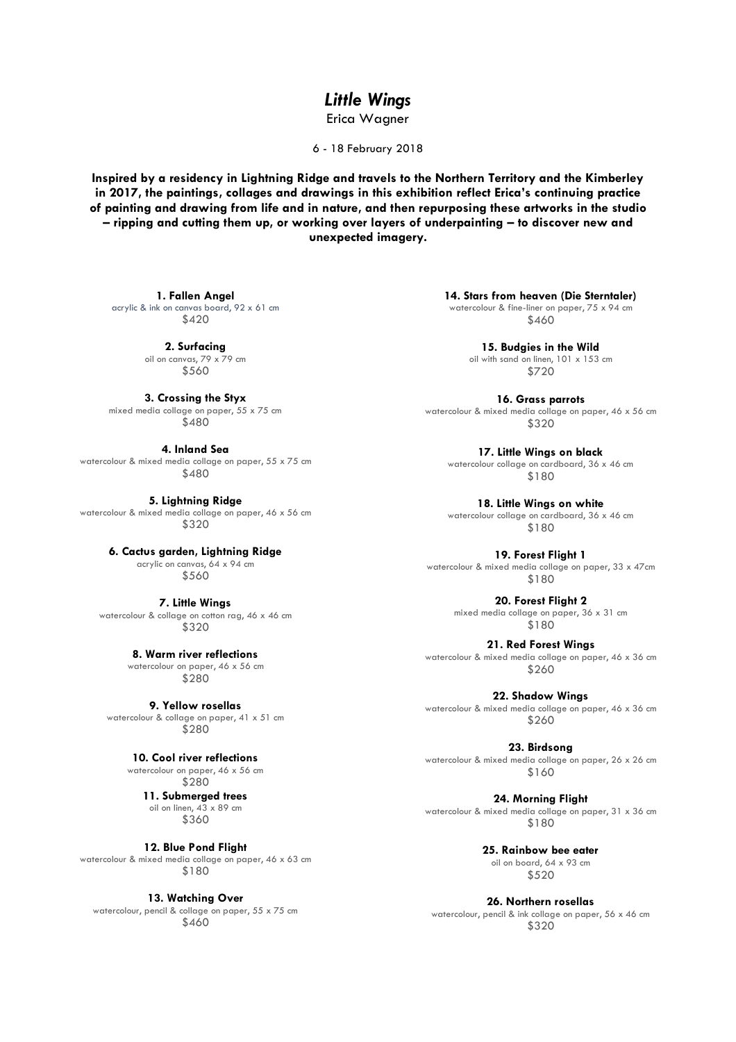# *Little Wings*

Erica Wagner

6 - 18 February 2018

**Inspired by a residency in Lightning Ridge and travels to the Northern Territory and the Kimberley in 2017, the paintings, collages and drawings in this exhibition reflect Erica's continuing practice of painting and drawing from life and in nature, and then repurposing these artworks in the studio – ripping and cutting them up, or working over layers of underpainting – to discover new and unexpected imagery.**

**1. Fallen Angel**
acrylic & ink on canvas board, 92 x 61 cm
$420

**2. Surfacing**
oil on canvas, 79 x 79 cm
$560

**3. Crossing the Styx**
mixed media collage on paper, 55 x 75 cm
$480

**4. Inland Sea**
watercolour & mixed media collage on paper, 55 x 75 cm
$480

**5. Lightning Ridge**
watercolour & mixed media collage on paper, 46 x 56 cm
$320

**6. Cactus garden, Lightning Ridge**
acrylic on canvas, 64 x 94 cm
$560

**7. Little Wings**
watercolour & collage on cotton rag, 46 x 46 cm
$320

**8. Warm river reflections**
watercolour on paper, 46 x 56 cm
$280

**9. Yellow rosellas**
watercolour & collage on paper, 41 x 51 cm
$280

**10. Cool river reflections**
watercolour on paper, 46 x 56 cm
$280

**11. Submerged trees**
oil on linen, 43 x 89 cm
$360

**12. Blue Pond Flight**
watercolour & mixed media collage on paper, 46 x 63 cm
$180

**13. Watching Over**
watercolour, pencil & collage on paper, 55 x 75 cm
$460

**14. Stars from heaven (Die Sterntaler)**
watercolour & fine-liner on paper, 75 x 94 cm
$460

**15. Budgies in the Wild**
oil with sand on linen, 101 x 153 cm
$720

**16. Grass parrots**
watercolour & mixed media collage on paper, 46 x 56 cm
$320

**17. Little Wings on black**
watercolour collage on cardboard, 36 x 46 cm
$180

**18. Little Wings on white**
watercolour collage on cardboard, 36 x 46 cm
$180

**19. Forest Flight 1**
watercolour & mixed media collage on paper, 33 x 47cm
$180

**20. Forest Flight 2**
mixed media collage on paper, 36 x 31 cm
$180

**21. Red Forest Wings**
watercolour & mixed media collage on paper, 46 x 36 cm
$260

**22. Shadow Wings**
watercolour & mixed media collage on paper, 46 x 36 cm
$260

**23. Birdsong**
watercolour & mixed media collage on paper, 26 x 26 cm
$160

**24. Morning Flight**
watercolour & mixed media collage on paper, 31 x 36 cm
$180

**25. Rainbow bee eater**
oil on board, 64 x 93 cm
$520

**26. Northern rosellas**
watercolour, pencil & ink collage on paper, 56 x 46 cm
$320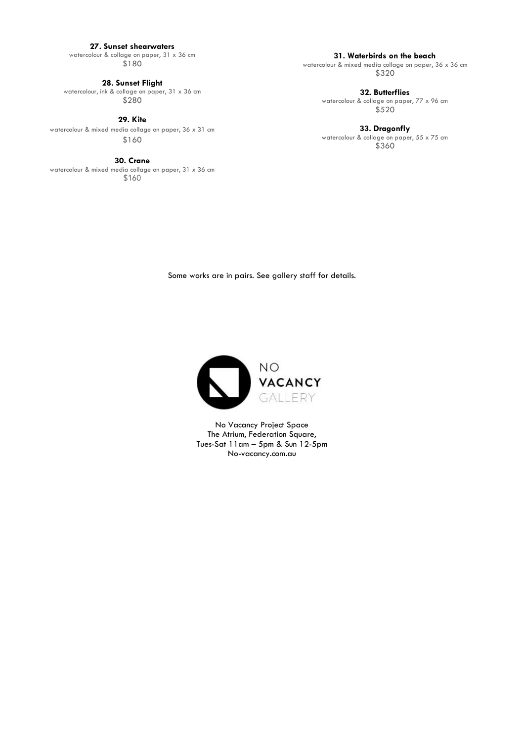**27. Sunset shearwaters**
watercolour & collage on paper, 31 x 36 cm
$180

**28. Sunset Flight**
watercolour, ink & collage on paper, 31 x 36 cm
$280

**29. Kite**
watercolour & mixed media collage on paper, 36 x 31 cm
$160

**30. Crane**
watercolour & mixed media collage on paper, 31 x 36 cm
$160

**31. Waterbirds on the beach**
watercolour & mixed media collage on paper, 36 x 36 cm
$320

**32. Butterflies**
watercolour & collage on paper, 77 x 96 cm
$520

**33. Dragonfly**
watercolour & collage on paper, 55 x 75 cm
$360

Some works are in pairs. See gallery staff for details.

NO
**VACANCY**
GALLERY

No Vacancy Project Space
The Atrium, Federation Square,
Tues-Sat 11am – 5pm & Sun 12-5pm
No-vacancy.com.au